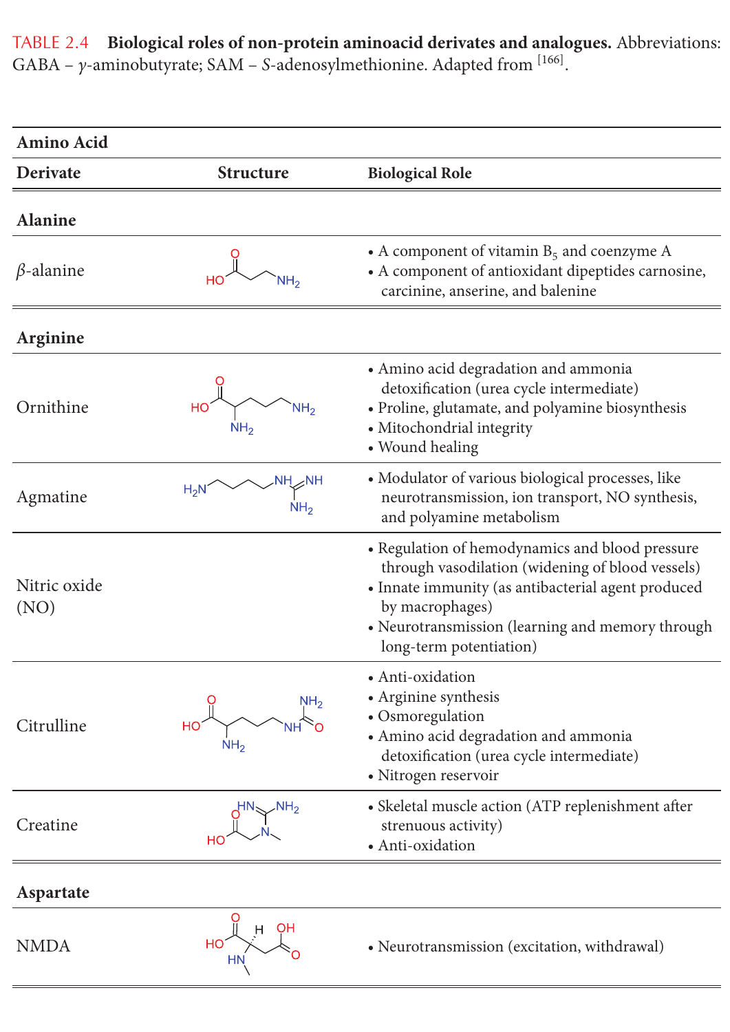TABLE 2.4 **Biological roles of non-protein aminoacid derivates and analogues.** Abbreviations: GABA – $\gamma$-aminobutyrate; SAM – *S*-adenosylmethionine. Adapted from [166].

| Amino Acid Derivate | Structure | Biological Role |
|---|---|---|
| **Alanine** | | |
| $\beta$-alanine | | • A component of vitamin $B_5$ and coenzyme A<br>• A component of antioxidant dipeptides carnosine, carcinine, anserine, and balenine |
| **Arginine** | | |
| Ornithine | | • Amino acid degradation and ammonia detoxification (urea cycle intermediate)<br>• Proline, glutamate, and polyamine biosynthesis<br>• Mitochondrial integrity<br>• Wound healing |
| Agmatine | | • Modulator of various biological processes, like neurotransmission, ion transport, NO synthesis, and polyamine metabolism |
| Nitric oxide (NO) | | • Regulation of hemodynamics and blood pressure through vasodilation (widening of blood vessels)<br>• Innate immunity (as antibacterial agent produced by macrophages)<br>• Neurotransmission (learning and memory through long-term potentiation) |
| Citrulline | | • Anti-oxidation<br>• Arginine synthesis<br>• Osmoregulation<br>• Amino acid degradation and ammonia detoxification (urea cycle intermediate)<br>• Nitrogen reservoir |
| Creatine | | • Skeletal muscle action (ATP replenishment after strenuous activity)<br>• Anti-oxidation |
| **Aspartate** | | |
| NMDA | | • Neurotransmission (excitation, withdrawal) |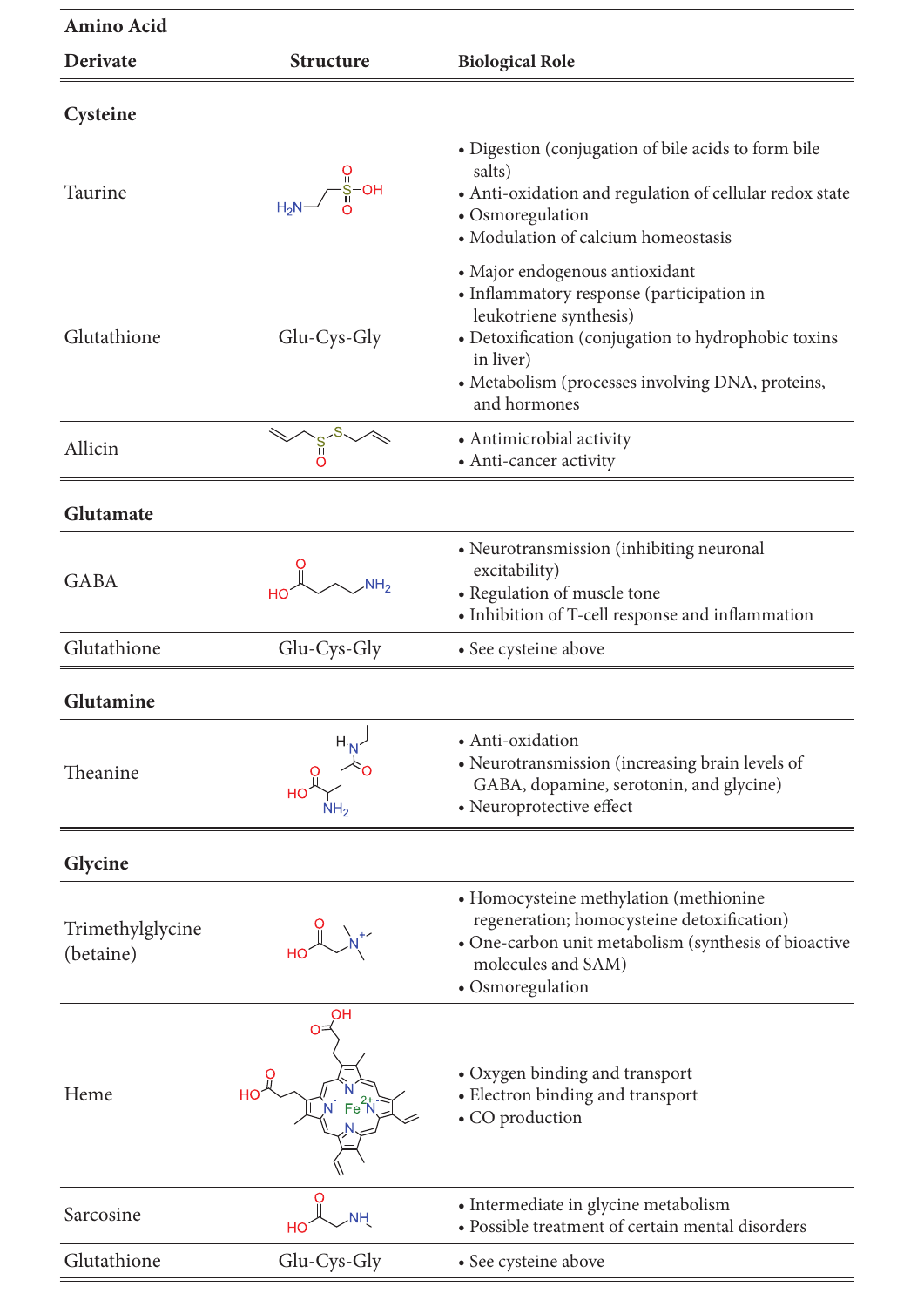| Amino Acid Derivate | Structure | Biological Role |
|---|---|---|
| **Cysteine** | | |
| Taurine | | • Digestion (conjugation of bile acids to form bile salts)<br>• Anti-oxidation and regulation of cellular redox state<br>• Osmoregulation<br>• Modulation of calcium homeostasis |
| Glutathione | Glu-Cys-Gly | • Major endogenous antioxidant<br>• Inflammatory response (participation in leukotriene synthesis)<br>• Detoxification (conjugation to hydrophobic toxins in liver)<br>• Metabolism (processes involving DNA, proteins, and hormones |
| Allicin | | • Antimicrobial activity<br>• Anti-cancer activity |
| **Glutamate** | | |
| GABA | | • Neurotransmission (inhibiting neuronal excitability)<br>• Regulation of muscle tone<br>• Inhibition of T-cell response and inflammation |
| Glutathione | Glu-Cys-Gly | • See cysteine above |
| **Glutamine** | | |
| Theanine | | • Anti-oxidation<br>• Neurotransmission (increasing brain levels of GABA, dopamine, serotonin, and glycine)<br>• Neuroprotective effect |
| **Glycine** | | |
| Trimethylglycine (betaine) | | • Homocysteine methylation (methionine regeneration; homocysteine detoxification)<br>• One-carbon unit metabolism (synthesis of bioactive molecules and SAM)<br>• Osmoregulation |
| Heme | | • Oxygen binding and transport<br>• Electron binding and transport<br>• CO production |
| Sarcosine | | • Intermediate in glycine metabolism<br>• Possible treatment of certain mental disorders |
| Glutathione | Glu-Cys-Gly | • See cysteine above |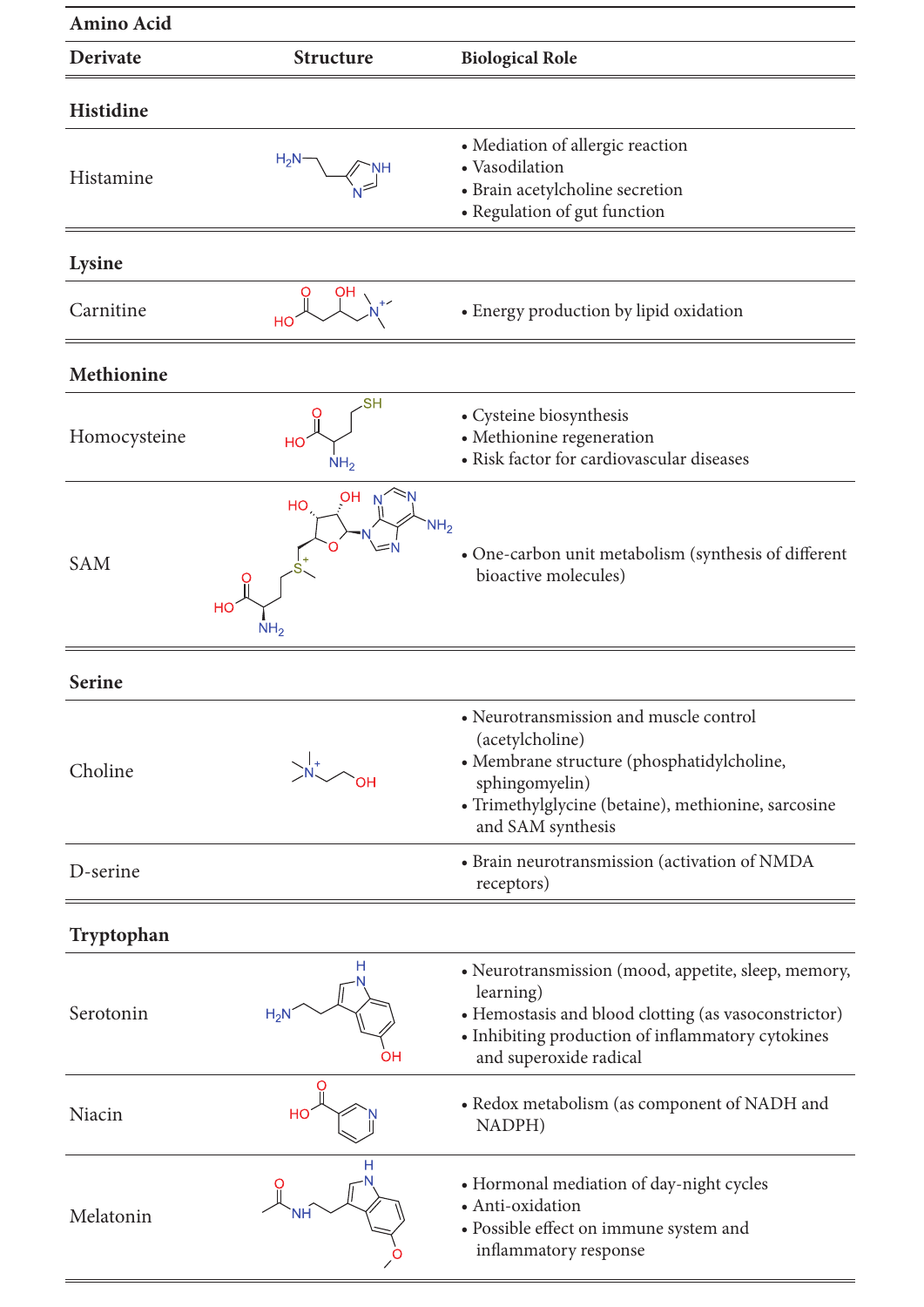| Amino Acid Derivate | Structure | Biological Role |
|---|---|---|
| **Histidine** | | |
| Histamine | | • Mediation of allergic reaction<br>• Vasodilation<br>• Brain acetylcholine secretion<br>• Regulation of gut function |
| **Lysine** | | |
| Carnitine | | • Energy production by lipid oxidation |
| **Methionine** | | |
| Homocysteine | | • Cysteine biosynthesis<br>• Methionine regeneration<br>• Risk factor for cardiovascular diseases |
| SAM | | • One-carbon unit metabolism (synthesis of different bioactive molecules) |
| **Serine** | | |
| Choline | | • Neurotransmission and muscle control (acetylcholine)<br>• Membrane structure (phosphatidylcholine, sphingomyelin)<br>• Trimethylglycine (betaine), methionine, sarcosine and SAM synthesis |
| D-serine | | • Brain neurotransmission (activation of NMDA receptors) |
| **Tryptophan** | | |
| Serotonin | | • Neurotransmission (mood, appetite, sleep, memory, learning)<br>• Hemostasis and blood clotting (as vasoconstrictor)<br>• Inhibiting production of inflammatory cytokines and superoxide radical |
| Niacin | | • Redox metabolism (as component of NADH and NADPH) |
| Melatonin | | • Hormonal mediation of day-night cycles<br>• Anti-oxidation<br>• Possible effect on immune system and inflammatory response |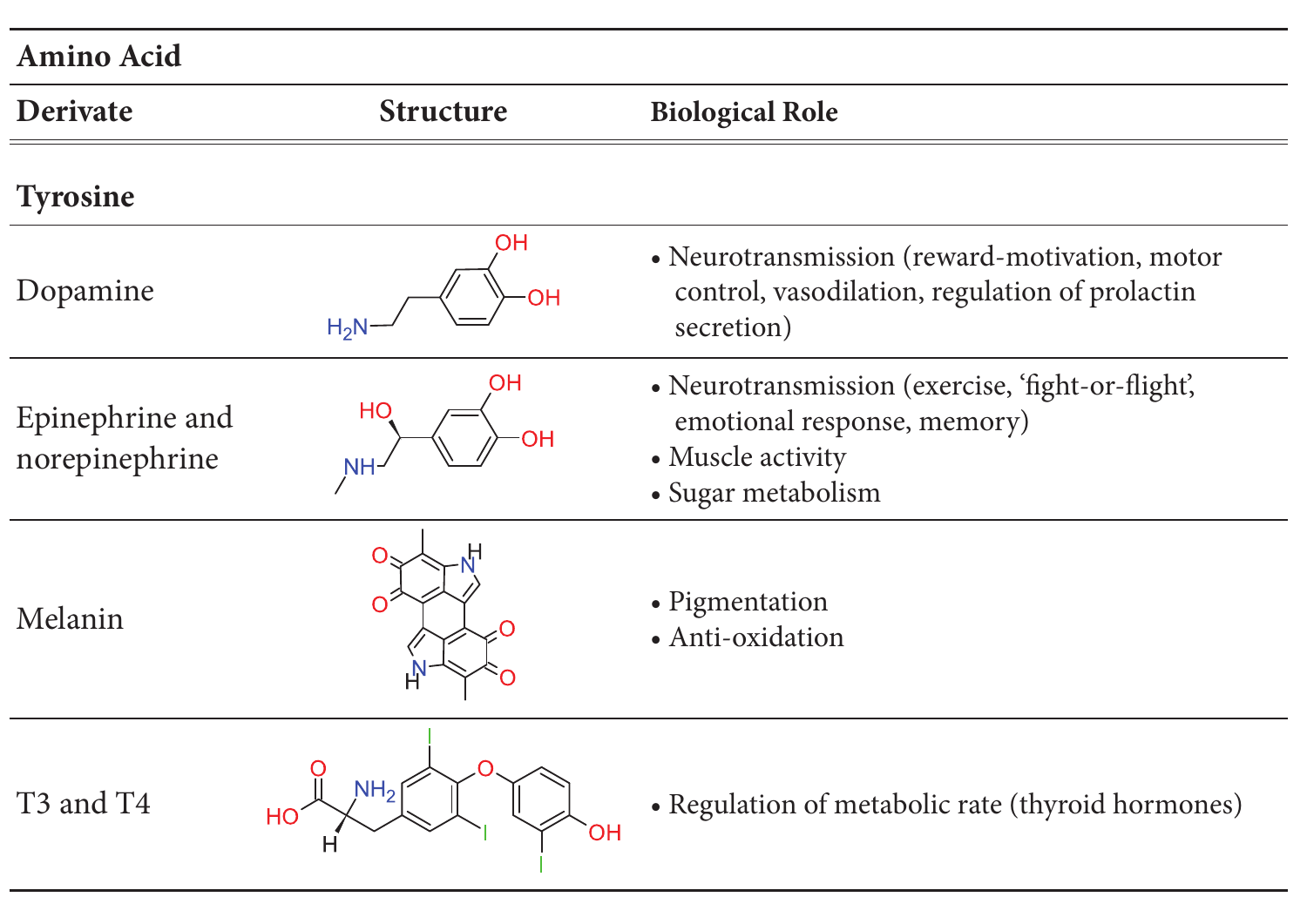| Amino Acid Derivate | Structure | Biological Role |
|---|---|---|
| **Tyrosine** | | |
| Dopamine | | • Neurotransmission (reward-motivation, motor control, vasodilation, regulation of prolactin secretion) |
| Epinephrine and norepinephrine | | • Neurotransmission (exercise, 'fight-or-flight', emotional response, memory)<br>• Muscle activity<br>• Sugar metabolism |
| Melanin | | • Pigmentation<br>• Anti-oxidation |
| T3 and T4 | | • Regulation of metabolic rate (thyroid hormones) |